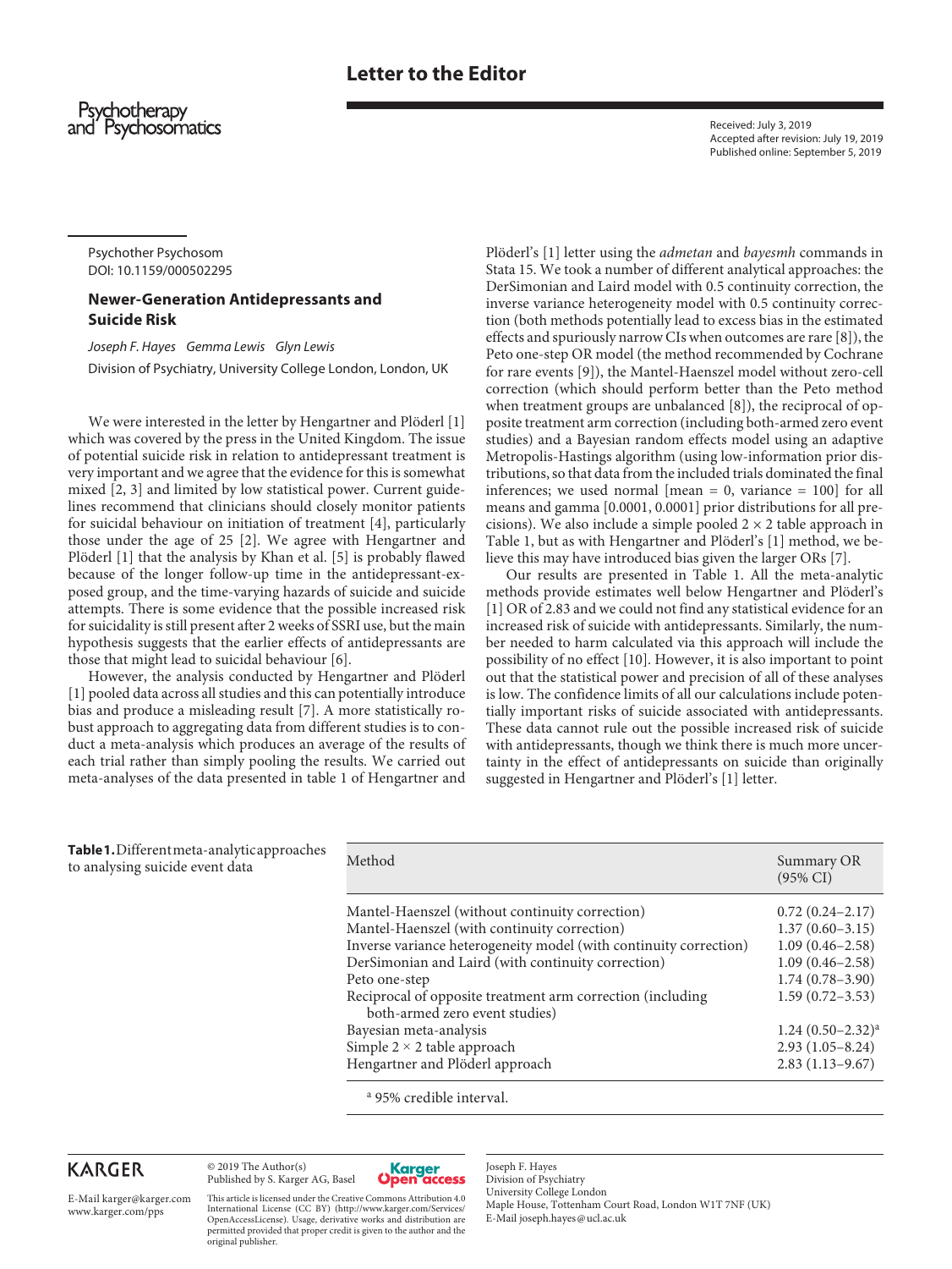Letter to the Editor

Received: July 3, 2019
Accepted after revision: July 19, 2019
Published online: September 5, 2019

Psychother Psychosom
DOI: 10.1159/000502295

# Newer-Generation Antidepressants and Suicide Risk

*Joseph F. Hayes Gemma Lewis Glyn Lewis*

Division of Psychiatry, University College London, London, UK

We were interested in the letter by Hengartner and Plöderl [1] which was covered by the press in the United Kingdom. The issue of potential suicide risk in relation to antidepressant treatment is very important and we agree that the evidence for this is somewhat mixed [2, 3] and limited by low statistical power. Current guidelines recommend that clinicians should closely monitor patients for suicidal behaviour on initiation of treatment [4], particularly those under the age of 25 [2]. We agree with Hengartner and Plöderl [1] that the analysis by Khan et al. [5] is probably flawed because of the longer follow-up time in the antidepressant-exposed group, and the time-varying hazards of suicide and suicide attempts. There is some evidence that the possible increased risk for suicidality is still present after 2 weeks of SSRI use, but the main hypothesis suggests that the earlier effects of antidepressants are those that might lead to suicidal behaviour [6].

However, the analysis conducted by Hengartner and Plöderl [1] pooled data across all studies and this can potentially introduce bias and produce a misleading result [7]. A more statistically robust approach to aggregating data from different studies is to conduct a meta-analysis which produces an average of the results of each trial rather than simply pooling the results. We carried out meta-analyses of the data presented in table 1 of Hengartner and Plöderl's [1] letter using the *admetan* and *bayesmh* commands in Stata 15. We took a number of different analytical approaches: the DerSimonian and Laird model with 0.5 continuity correction, the inverse variance heterogeneity model with 0.5 continuity correction (both methods potentially lead to excess bias in the estimated effects and spuriously narrow CIs when outcomes are rare [8]), the Peto one-step OR model (the method recommended by Cochrane for rare events [9]), the Mantel-Haenszel model without zero-cell correction (which should perform better than the Peto method when treatment groups are unbalanced [8]), the reciprocal of opposite treatment arm correction (including both-armed zero event studies) and a Bayesian random effects model using an adaptive Metropolis-Hastings algorithm (using low-information prior distributions, so that data from the included trials dominated the final inferences; we used normal [mean = 0, variance = 100] for all means and gamma [0.0001, 0.0001] prior distributions for all precisions). We also include a simple pooled 2 × 2 table approach in Table 1, but as with Hengartner and Plöderl's [1] method, we believe this may have introduced bias given the larger ORs [7].

Our results are presented in Table 1. All the meta-analytic methods provide estimates well below Hengartner and Plöderl's [1] OR of 2.83 and we could not find any statistical evidence for an increased risk of suicide with antidepressants. Similarly, the number needed to harm calculated via this approach will include the possibility of no effect [10]. However, it is also important to point out that the statistical power and precision of all of these analyses is low. The confidence limits of all our calculations include potentially important risks of suicide associated with antidepressants. These data cannot rule out the possible increased risk of suicide with antidepressants, though we think there is much more uncertainty in the effect of antidepressants on suicide than originally suggested in Hengartner and Plöderl's [1] letter.

**Table 1.** Different meta-analytic approaches to analysing suicide event data

| Method | Summary OR (95% CI) |
|---|---|
| Mantel-Haenszel (without continuity correction) | 0.72 (0.24–2.17) |
| Mantel-Haenszel (with continuity correction) | 1.37 (0.60–3.15) |
| Inverse variance heterogeneity model (with continuity correction) | 1.09 (0.46–2.58) |
| DerSimonian and Laird (with continuity correction) | 1.09 (0.46–2.58) |
| Peto one-step | 1.74 (0.78–3.90) |
| Reciprocal of opposite treatment arm correction (including both-armed zero event studies) | 1.59 (0.72–3.53) |
| Bayesian meta-analysis | 1.24 (0.50–2.32)[a] |
| Simple 2 × 2 table approach | 2.93 (1.05–8.24) |
| Hengartner and Plöderl approach | 2.83 (1.13–9.67) |

[a] 95% credible interval.

© 2019 The Author(s)
Published by S. Karger AG, Basel

E-Mail karger@karger.com
www.karger.com/pps

This article is licensed under the Creative Commons Attribution 4.0 International License (CC BY) (http://www.karger.com/Services/OpenAccessLicense). Usage, derivative works and distribution are permitted provided that proper credit is given to the author and the original publisher.

Joseph F. Hayes
Division of Psychiatry
University College London
Maple House, Tottenham Court Road, London W1T 7NF (UK)
E-Mail joseph.hayes@ucl.ac.uk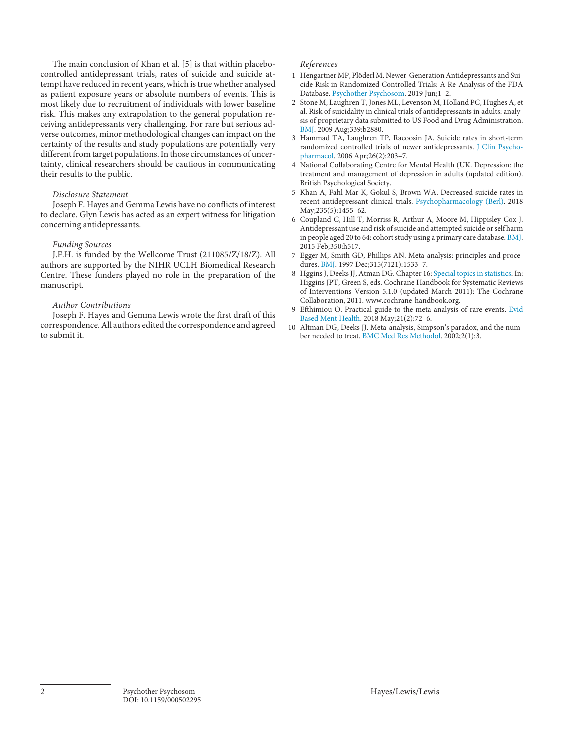The main conclusion of Khan et al. [5] is that within placebo-controlled antidepressant trials, rates of suicide and suicide attempt have reduced in recent years, which is true whether analysed as patient exposure years or absolute numbers of events. This is most likely due to recruitment of individuals with lower baseline risk. This makes any extrapolation to the general population receiving antidepressants very challenging. For rare but serious adverse outcomes, minor methodological changes can impact on the certainty of the results and study populations are potentially very different from target populations. In those circumstances of uncertainty, clinical researchers should be cautious in communicating their results to the public.

*Disclosure Statement*

Joseph F. Hayes and Gemma Lewis have no conflicts of interest to declare. Glyn Lewis has acted as an expert witness for litigation concerning antidepressants.

*Funding Sources*

J.F.H. is funded by the Wellcome Trust (211085/Z/18/Z). All authors are supported by the NIHR UCLH Biomedical Research Centre. These funders played no role in the preparation of the manuscript.

*Author Contributions*

Joseph F. Hayes and Gemma Lewis wrote the first draft of this correspondence. All authors edited the correspondence and agreed to submit it.

*References*

1. Hengartner MP, Plöderl M. Newer-Generation Antidepressants and Suicide Risk in Randomized Controlled Trials: A Re-Analysis of the FDA Database. Psychother Psychosom. 2019 Jun;1–2.
2. Stone M, Laughren T, Jones ML, Levenson M, Holland PC, Hughes A, et al. Risk of suicidality in clinical trials of antidepressants in adults: analysis of proprietary data submitted to US Food and Drug Administration. BMJ. 2009 Aug;339:b2880.
3. Hammad TA, Laughren TP, Racoosin JA. Suicide rates in short-term randomized controlled trials of newer antidepressants. J Clin Psychopharmacol. 2006 Apr;26(2):203–7.
4. National Collaborating Centre for Mental Health (UK. Depression: the treatment and management of depression in adults (updated edition). British Psychological Society.
5. Khan A, Fahl Mar K, Gokul S, Brown WA. Decreased suicide rates in recent antidepressant clinical trials. Psychopharmacology (Berl). 2018 May;235(5):1455–62.
6. Coupland C, Hill T, Morriss R, Arthur A, Moore M, Hippisley-Cox J. Antidepressant use and risk of suicide and attempted suicide or self harm in people aged 20 to 64: cohort study using a primary care database. BMJ. 2015 Feb;350:h517.
7. Egger M, Smith GD, Phillips AN. Meta-analysis: principles and procedures. BMJ. 1997 Dec;315(7121):1533–7.
8. Hggins J, Deeks JJ, Atman DG. Chapter 16: Special topics in statistics. In: Higgins JPT, Green S, eds. Cochrane Handbook for Systematic Reviews of Interventions Version 5.1.0 (updated March 2011): The Cochrane Collaboration, 2011. www.cochrane-handbook.org.
9. Efthimiou O. Practical guide to the meta-analysis of rare events. Evid Based Ment Health. 2018 May;21(2):72–6.
10. Altman DG, Deeks JJ. Meta-analysis, Simpson's paradox, and the number needed to treat. BMC Med Res Methodol. 2002;2(1):3.